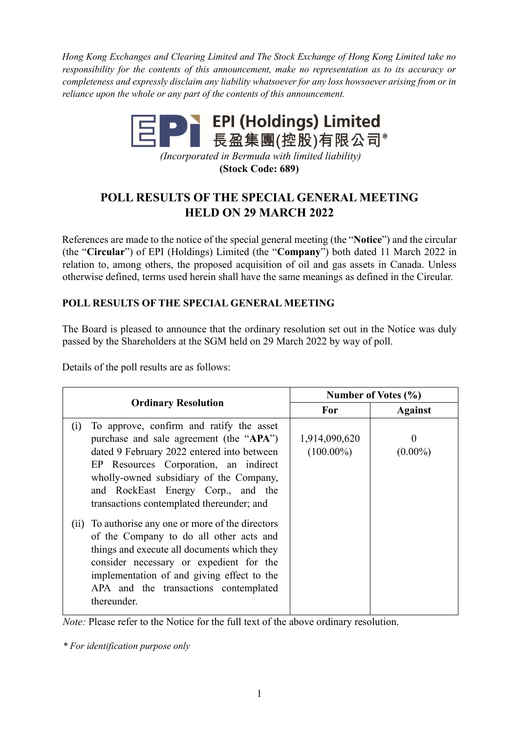*Hong Kong Exchanges and Clearing Limited and The Stock Exchange of Hong Kong Limited take no responsibility for the contents of this announcement, make no representation as to its accuracy or completeness and expressly disclaim any liability whatsoever for any loss howsoever arising from or in reliance upon the whole or any part of the contents of this announcement.*

**EPI (Holdings) Limited**
**長盈集團(控股)有限公司***

*(Incorporated in Bermuda with limited liability)*
**(Stock Code: 689)**

# POLL RESULTS OF THE SPECIAL GENERAL MEETING HELD ON 29 MARCH 2022

References are made to the notice of the special general meeting (the "**Notice**") and the circular (the "**Circular**") of EPI (Holdings) Limited (the "**Company**") both dated 11 March 2022 in relation to, among others, the proposed acquisition of oil and gas assets in Canada. Unless otherwise defined, terms used herein shall have the same meanings as defined in the Circular.

## POLL RESULTS OF THE SPECIAL GENERAL MEETING

The Board is pleased to announce that the ordinary resolution set out in the Notice was duly passed by the Shareholders at the SGM held on 29 March 2022 by way of poll.

Details of the poll results are as follows:

| Ordinary Resolution | Number of Votes (%) | |
|---|---|---|
| | For | Against |
| (i) To approve, confirm and ratify the asset purchase and sale agreement (the "**APA**") dated 9 February 2022 entered into between EP Resources Corporation, an indirect wholly-owned subsidiary of the Company, and RockEast Energy Corp., and the transactions contemplated thereunder; and<br>(ii) To authorise any one or more of the directors of the Company to do all other acts and things and execute all documents which they consider necessary or expedient for the implementation of and giving effect to the APA and the transactions contemplated thereunder. | 1,914,090,620 (100.00%) | 0 (0.00%) |

*Note:* Please refer to the Notice for the full text of the above ordinary resolution.

*\* For identification purpose only*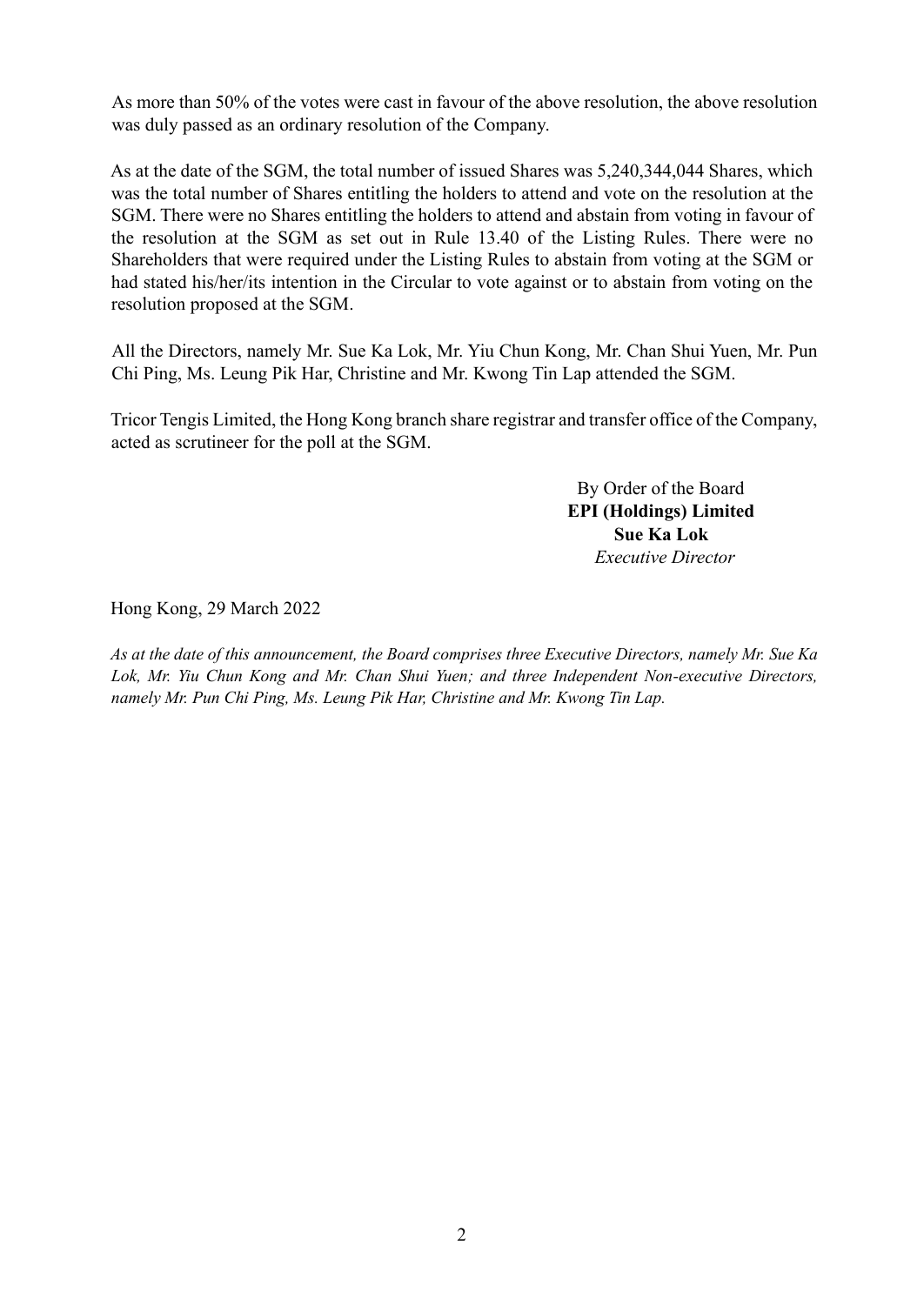As more than 50% of the votes were cast in favour of the above resolution, the above resolution was duly passed as an ordinary resolution of the Company.

As at the date of the SGM, the total number of issued Shares was 5,240,344,044 Shares, which was the total number of Shares entitling the holders to attend and vote on the resolution at the SGM. There were no Shares entitling the holders to attend and abstain from voting in favour of the resolution at the SGM as set out in Rule 13.40 of the Listing Rules. There were no Shareholders that were required under the Listing Rules to abstain from voting at the SGM or had stated his/her/its intention in the Circular to vote against or to abstain from voting on the resolution proposed at the SGM.

All the Directors, namely Mr. Sue Ka Lok, Mr. Yiu Chun Kong, Mr. Chan Shui Yuen, Mr. Pun Chi Ping, Ms. Leung Pik Har, Christine and Mr. Kwong Tin Lap attended the SGM.

Tricor Tengis Limited, the Hong Kong branch share registrar and transfer office of the Company, acted as scrutineer for the poll at the SGM.

By Order of the Board
**EPI (Holdings) Limited**
**Sue Ka Lok**
*Executive Director*

Hong Kong, 29 March 2022

*As at the date of this announcement, the Board comprises three Executive Directors, namely Mr. Sue Ka Lok, Mr. Yiu Chun Kong and Mr. Chan Shui Yuen; and three Independent Non-executive Directors, namely Mr. Pun Chi Ping, Ms. Leung Pik Har, Christine and Mr. Kwong Tin Lap.*